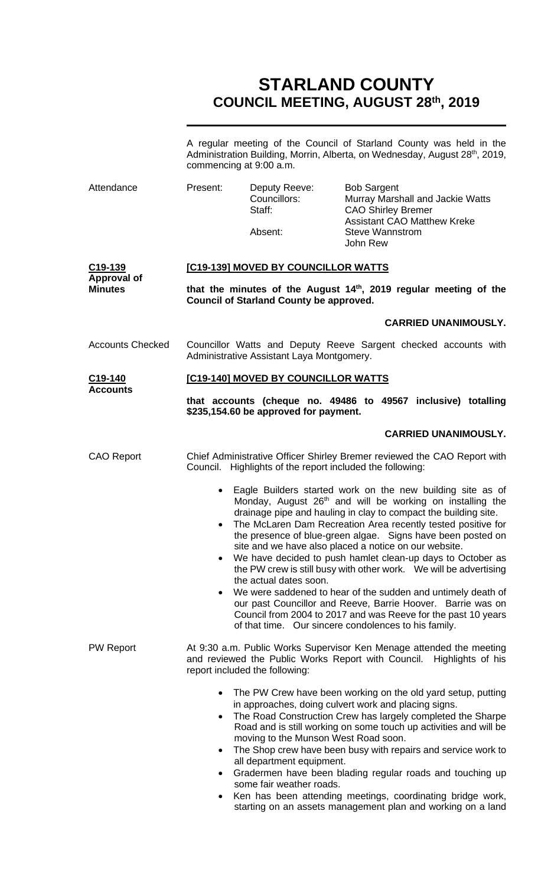# STARLAND COUNTY
## COUNCIL MEETING, AUGUST 28th, 2019

A regular meeting of the Council of Starland County was held in the Administration Building, Morrin, Alberta, on Wednesday, August 28th, 2019, commencing at 9:00 a.m.

| Attendance | Present: | Deputy Reeve: | Bob Sargent |
|---|---|---|---|
| | | Councillors: | Murray Marshall and Jackie Watts |
| | | Staff: | CAO Shirley Bremer |
| | | | Assistant CAO Matthew Kreke |
| | | Absent: | Steve Wannstrom |
| | | | John Rew |

**C19-139 Approval of Minutes**

**[C19-139] MOVED BY COUNCILLOR WATTS**

**that the minutes of the August 14th, 2019 regular meeting of the Council of Starland County be approved.**

**CARRIED UNANIMOUSLY.**

Accounts Checked

Councillor Watts and Deputy Reeve Sargent checked accounts with Administrative Assistant Laya Montgomery.

**C19-140 Accounts**

**[C19-140] MOVED BY COUNCILLOR WATTS**

**that accounts (cheque no. 49486 to 49567 inclusive) totalling $235,154.60 be approved for payment.**

**CARRIED UNANIMOUSLY.**

CAO Report

Chief Administrative Officer Shirley Bremer reviewed the CAO Report with Council. Highlights of the report included the following:

- Eagle Builders started work on the new building site as of Monday, August 26th and will be working on installing the drainage pipe and hauling in clay to compact the building site.
- The McLaren Dam Recreation Area recently tested positive for the presence of blue-green algae. Signs have been posted on site and we have also placed a notice on our website.
- We have decided to push hamlet clean-up days to October as the PW crew is still busy with other work. We will be advertising the actual dates soon.
- We were saddened to hear of the sudden and untimely death of our past Councillor and Reeve, Barrie Hoover. Barrie was on Council from 2004 to 2017 and was Reeve for the past 10 years of that time. Our sincere condolences to his family.

PW Report

At 9:30 a.m. Public Works Supervisor Ken Menage attended the meeting and reviewed the Public Works Report with Council. Highlights of his report included the following:

- The PW Crew have been working on the old yard setup, putting in approaches, doing culvert work and placing signs.
- The Road Construction Crew has largely completed the Sharpe Road and is still working on some touch up activities and will be moving to the Munson West Road soon.
- The Shop crew have been busy with repairs and service work to all department equipment.
- Gradermen have been blading regular roads and touching up some fair weather roads.
- Ken has been attending meetings, coordinating bridge work, starting on an assets management plan and working on a land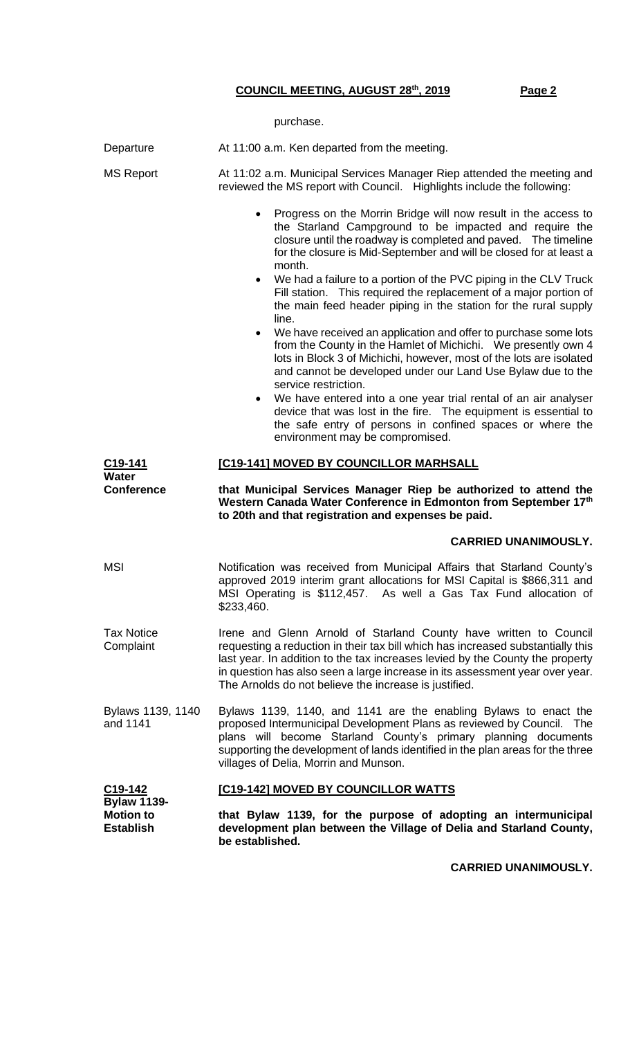purchase.

**Departure**

At 11:00 a.m. Ken departed from the meeting.

**MS Report**

At 11:02 a.m. Municipal Services Manager Riep attended the meeting and reviewed the MS report with Council. Highlights include the following:

- Progress on the Morrin Bridge will now result in the access to the Starland Campground to be impacted and require the closure until the roadway is completed and paved. The timeline for the closure is Mid-September and will be closed for at least a month.
- We had a failure to a portion of the PVC piping in the CLV Truck Fill station. This required the replacement of a major portion of the main feed header piping in the station for the rural supply line.
- We have received an application and offer to purchase some lots from the County in the Hamlet of Michichi. We presently own 4 lots in Block 3 of Michichi, however, most of the lots are isolated and cannot be developed under our Land Use Bylaw due to the service restriction.
- We have entered into a one year trial rental of an air analyser device that was lost in the fire. The equipment is essential to the safe entry of persons in confined spaces or where the environment may be compromised.

**C19-141 Water Conference**

**[C19-141] MOVED BY COUNCILLOR MARHSALL**

**that Municipal Services Manager Riep be authorized to attend the Western Canada Water Conference in Edmonton from September 17th to 20th and that registration and expenses be paid.**

**CARRIED UNANIMOUSLY.**

**MSI**

Notification was received from Municipal Affairs that Starland County's approved 2019 interim grant allocations for MSI Capital is $866,311 and MSI Operating is $112,457. As well a Gas Tax Fund allocation of $233,460.

**Tax Notice Complaint**

Irene and Glenn Arnold of Starland County have written to Council requesting a reduction in their tax bill which has increased substantially this last year. In addition to the tax increases levied by the County the property in question has also seen a large increase in its assessment year over year. The Arnolds do not believe the increase is justified.

**Bylaws 1139, 1140 and 1141**

Bylaws 1139, 1140, and 1141 are the enabling Bylaws to enact the proposed Intermunicipal Development Plans as reviewed by Council. The plans will become Starland County's primary planning documents supporting the development of lands identified in the plan areas for the three villages of Delia, Morrin and Munson.

**C19-142 Bylaw 1139-Motion to Establish**

**[C19-142] MOVED BY COUNCILLOR WATTS**

**that Bylaw 1139, for the purpose of adopting an intermunicipal development plan between the Village of Delia and Starland County, be established.**

**CARRIED UNANIMOUSLY.**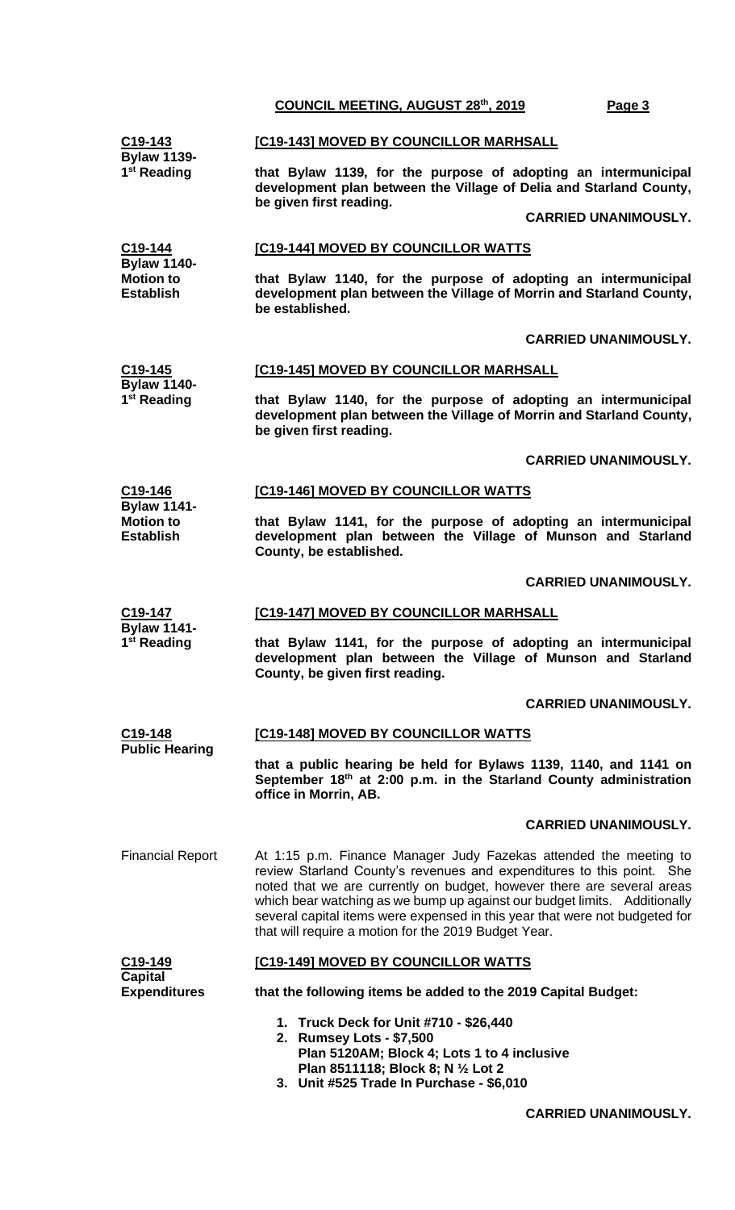**C19-143**
**Bylaw 1139- 1st Reading**

**[C19-143] MOVED BY COUNCILLOR MARHSALL**

**that Bylaw 1139, for the purpose of adopting an intermunicipal development plan between the Village of Delia and Starland County, be given first reading.**

**CARRIED UNANIMOUSLY.**

**C19-144**
**Bylaw 1140- Motion to Establish**

**[C19-144] MOVED BY COUNCILLOR WATTS**

**that Bylaw 1140, for the purpose of adopting an intermunicipal development plan between the Village of Morrin and Starland County, be established.**

**CARRIED UNANIMOUSLY.**

**C19-145**
**Bylaw 1140- 1st Reading**

**[C19-145] MOVED BY COUNCILLOR MARHSALL**

**that Bylaw 1140, for the purpose of adopting an intermunicipal development plan between the Village of Morrin and Starland County, be given first reading.**

**CARRIED UNANIMOUSLY.**

**C19-146**
**Bylaw 1141- Motion to Establish**

**[C19-146] MOVED BY COUNCILLOR WATTS**

**that Bylaw 1141, for the purpose of adopting an intermunicipal development plan between the Village of Munson and Starland County, be established.**

**CARRIED UNANIMOUSLY.**

**C19-147**
**Bylaw 1141- 1st Reading**

**[C19-147] MOVED BY COUNCILLOR MARHSALL**

**that Bylaw 1141, for the purpose of adopting an intermunicipal development plan between the Village of Munson and Starland County, be given first reading.**

**CARRIED UNANIMOUSLY.**

**C19-148**
**Public Hearing**

**[C19-148] MOVED BY COUNCILLOR WATTS**

**that a public hearing be held for Bylaws 1139, 1140, and 1141 on September 18th at 2:00 p.m. in the Starland County administration office in Morrin, AB.**

**CARRIED UNANIMOUSLY.**

Financial Report

At 1:15 p.m. Finance Manager Judy Fazekas attended the meeting to review Starland County's revenues and expenditures to this point. She noted that we are currently on budget, however there are several areas which bear watching as we bump up against our budget limits. Additionally several capital items were expensed in this year that were not budgeted for that will require a motion for the 2019 Budget Year.

**C19-149**
**Capital Expenditures**

**[C19-149] MOVED BY COUNCILLOR WATTS**

**that the following items be added to the 2019 Capital Budget:**

1. **Truck Deck for Unit #710 - $26,440**
2. **Rumsey Lots - $7,500**
   **Plan 5120AM; Block 4; Lots 1 to 4 inclusive**
   **Plan 8511118; Block 8; N ½ Lot 2**
3. **Unit #525 Trade In Purchase - $6,010**

**CARRIED UNANIMOUSLY.**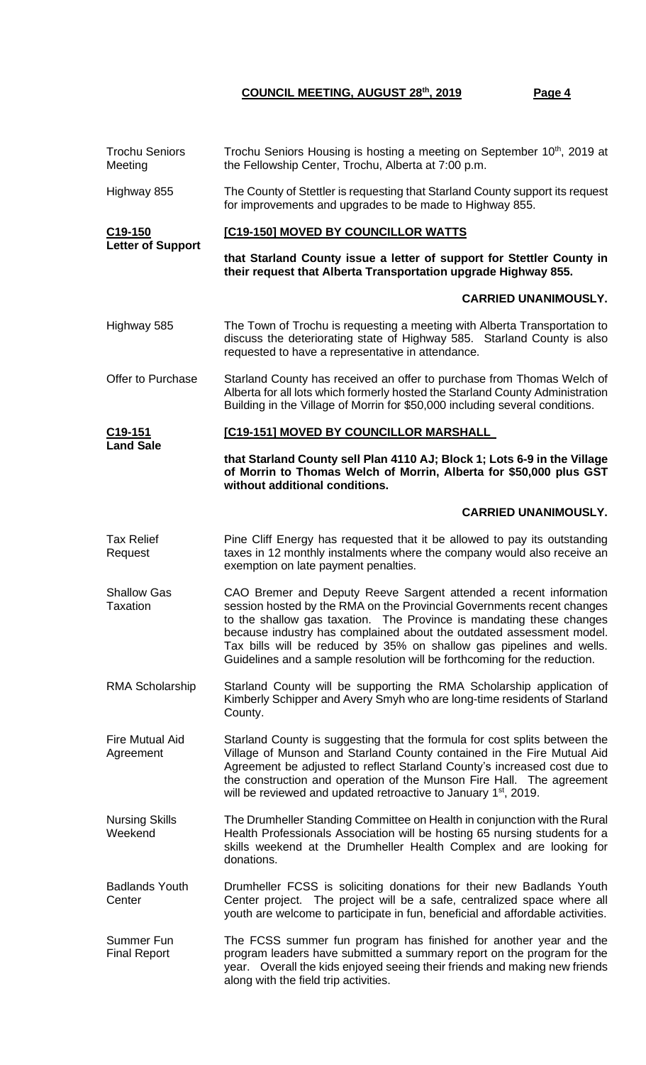Trochu Seniors Meeting

Trochu Seniors Housing is hosting a meeting on September 10th, 2019 at the Fellowship Center, Trochu, Alberta at 7:00 p.m.

Highway 855

The County of Stettler is requesting that Starland County support its request for improvements and upgrades to be made to Highway 855.

**C19-150**
**Letter of Support**

**[C19-150] MOVED BY COUNCILLOR WATTS**

**that Starland County issue a letter of support for Stettler County in their request that Alberta Transportation upgrade Highway 855.**

**CARRIED UNANIMOUSLY.**

Highway 585

The Town of Trochu is requesting a meeting with Alberta Transportation to discuss the deteriorating state of Highway 585. Starland County is also requested to have a representative in attendance.

Offer to Purchase

Starland County has received an offer to purchase from Thomas Welch of Alberta for all lots which formerly hosted the Starland County Administration Building in the Village of Morrin for $50,000 including several conditions.

**C19-151**
**Land Sale**

**[C19-151] MOVED BY COUNCILLOR MARSHALL**

**that Starland County sell Plan 4110 AJ; Block 1; Lots 6-9 in the Village of Morrin to Thomas Welch of Morrin, Alberta for $50,000 plus GST without additional conditions.**

**CARRIED UNANIMOUSLY.**

Tax Relief Request

Pine Cliff Energy has requested that it be allowed to pay its outstanding taxes in 12 monthly instalments where the company would also receive an exemption on late payment penalties.

Shallow Gas Taxation

CAO Bremer and Deputy Reeve Sargent attended a recent information session hosted by the RMA on the Provincial Governments recent changes to the shallow gas taxation. The Province is mandating these changes because industry has complained about the outdated assessment model. Tax bills will be reduced by 35% on shallow gas pipelines and wells. Guidelines and a sample resolution will be forthcoming for the reduction.

RMA Scholarship

Starland County will be supporting the RMA Scholarship application of Kimberly Schipper and Avery Smyh who are long-time residents of Starland County.

Fire Mutual Aid Agreement

Starland County is suggesting that the formula for cost splits between the Village of Munson and Starland County contained in the Fire Mutual Aid Agreement be adjusted to reflect Starland County's increased cost due to the construction and operation of the Munson Fire Hall. The agreement will be reviewed and updated retroactive to January 1st, 2019.

Nursing Skills Weekend

The Drumheller Standing Committee on Health in conjunction with the Rural Health Professionals Association will be hosting 65 nursing students for a skills weekend at the Drumheller Health Complex and are looking for donations.

Badlands Youth Center

Drumheller FCSS is soliciting donations for their new Badlands Youth Center project. The project will be a safe, centralized space where all youth are welcome to participate in fun, beneficial and affordable activities.

Summer Fun Final Report

The FCSS summer fun program has finished for another year and the program leaders have submitted a summary report on the program for the year. Overall the kids enjoyed seeing their friends and making new friends along with the field trip activities.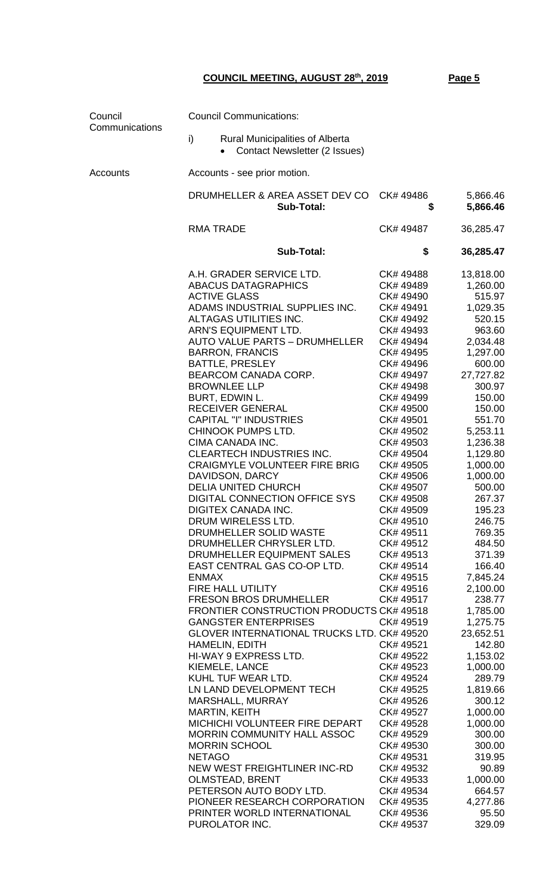**COUNCIL MEETING, AUGUST 28th, 2019**

Council Communications

Council Communications:

i) Rural Municipalities of Alberta
   - Contact Newsletter (2 Issues)

Accounts

Accounts - see prior motion.

| | | |
|---|---|---|
| DRUMHELLER & AREA ASSET DEV CO | CK# 49486 | 5,866.46 |
| **Sub-Total:** | **$** | **5,866.46** |
| RMA TRADE | CK# 49487 | 36,285.47 |
| **Sub-Total:** | **$** | **36,285.47** |
| A.H. GRADER SERVICE LTD. | CK# 49488 | 13,818.00 |
| ABACUS DATAGRAPHICS | CK# 49489 | 1,260.00 |
| ACTIVE GLASS | CK# 49490 | 515.97 |
| ADAMS INDUSTRIAL SUPPLIES INC. | CK# 49491 | 1,029.35 |
| ALTAGAS UTILITIES INC. | CK# 49492 | 520.15 |
| ARN'S EQUIPMENT LTD. | CK# 49493 | 963.60 |
| AUTO VALUE PARTS – DRUMHELLER | CK# 49494 | 2,034.48 |
| BARRON, FRANCIS | CK# 49495 | 1,297.00 |
| BATTLE, PRESLEY | CK# 49496 | 600.00 |
| BEARCOM CANADA CORP. | CK# 49497 | 27,727.82 |
| BROWNLEE LLP | CK# 49498 | 300.97 |
| BURT, EDWIN L. | CK# 49499 | 150.00 |
| RECEIVER GENERAL | CK# 49500 | 150.00 |
| CAPITAL "I" INDUSTRIES | CK# 49501 | 551.70 |
| CHINOOK PUMPS LTD. | CK# 49502 | 5,253.11 |
| CIMA CANADA INC. | CK# 49503 | 1,236.38 |
| CLEARTECH INDUSTRIES INC. | CK# 49504 | 1,129.80 |
| CRAIGMYLE VOLUNTEER FIRE BRIG | CK# 49505 | 1,000.00 |
| DAVIDSON, DARCY | CK# 49506 | 1,000.00 |
| DELIA UNITED CHURCH | CK# 49507 | 500.00 |
| DIGITAL CONNECTION OFFICE SYS | CK# 49508 | 267.37 |
| DIGITEX CANADA INC. | CK# 49509 | 195.23 |
| DRUM WIRELESS LTD. | CK# 49510 | 246.75 |
| DRUMHELLER SOLID WASTE | CK# 49511 | 769.35 |
| DRUMHELLER CHRYSLER LTD. | CK# 49512 | 484.50 |
| DRUMHELLER EQUIPMENT SALES | CK# 49513 | 371.39 |
| EAST CENTRAL GAS CO-OP LTD. | CK# 49514 | 166.40 |
| ENMAX | CK# 49515 | 7,845.24 |
| FIRE HALL UTILITY | CK# 49516 | 2,100.00 |
| FRESON BROS DRUMHELLER | CK# 49517 | 238.77 |
| FRONTIER CONSTRUCTION PRODUCTS | CK# 49518 | 1,785.00 |
| GANGSTER ENTERPRISES | CK# 49519 | 1,275.75 |
| GLOVER INTERNATIONAL TRUCKS LTD. | CK# 49520 | 23,652.51 |
| HAMELIN, EDITH | CK# 49521 | 142.80 |
| HI-WAY 9 EXPRESS LTD. | CK# 49522 | 1,153.02 |
| KIEMELE, LANCE | CK# 49523 | 1,000.00 |
| KUHL TUF WEAR LTD. | CK# 49524 | 289.79 |
| LN LAND DEVELOPMENT TECH | CK# 49525 | 1,819.66 |
| MARSHALL, MURRAY | CK# 49526 | 300.12 |
| MARTIN, KEITH | CK# 49527 | 1,000.00 |
| MICHICHI VOLUNTEER FIRE DEPART | CK# 49528 | 1,000.00 |
| MORRIN COMMUNITY HALL ASSOC | CK# 49529 | 300.00 |
| MORRIN SCHOOL | CK# 49530 | 300.00 |
| NETAGO | CK# 49531 | 319.95 |
| NEW WEST FREIGHTLINER INC-RD | CK# 49532 | 90.89 |
| OLMSTEAD, BRENT | CK# 49533 | 1,000.00 |
| PETERSON AUTO BODY LTD. | CK# 49534 | 664.57 |
| PIONEER RESEARCH CORPORATION | CK# 49535 | 4,277.86 |
| PRINTER WORLD INTERNATIONAL | CK# 49536 | 95.50 |
| PUROLATOR INC. | CK# 49537 | 329.09 |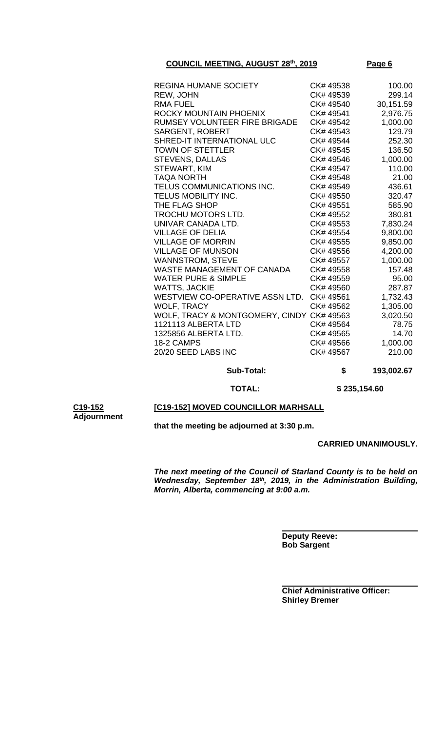| | | |
|---|---|---|
| REGINA HUMANE SOCIETY | CK# 49538 | 100.00 |
| REW, JOHN | CK# 49539 | 299.14 |
| RMA FUEL | CK# 49540 | 30,151.59 |
| ROCKY MOUNTAIN PHOENIX | CK# 49541 | 2,976.75 |
| RUMSEY VOLUNTEER FIRE BRIGADE | CK# 49542 | 1,000.00 |
| SARGENT, ROBERT | CK# 49543 | 129.79 |
| SHRED-IT INTERNATIONAL ULC | CK# 49544 | 252.30 |
| TOWN OF STETTLER | CK# 49545 | 136.50 |
| STEVENS, DALLAS | CK# 49546 | 1,000.00 |
| STEWART, KIM | CK# 49547 | 110.00 |
| TAQA NORTH | CK# 49548 | 21.00 |
| TELUS COMMUNICATIONS INC. | CK# 49549 | 436.61 |
| TELUS MOBILITY INC. | CK# 49550 | 320.47 |
| THE FLAG SHOP | CK# 49551 | 585.90 |
| TROCHU MOTORS LTD. | CK# 49552 | 380.81 |
| UNIVAR CANADA LTD. | CK# 49553 | 7,830.24 |
| VILLAGE OF DELIA | CK# 49554 | 9,800.00 |
| VILLAGE OF MORRIN | CK# 49555 | 9,850.00 |
| VILLAGE OF MUNSON | CK# 49556 | 4,200.00 |
| WANNSTROM, STEVE | CK# 49557 | 1,000.00 |
| WASTE MANAGEMENT OF CANADA | CK# 49558 | 157.48 |
| WATER PURE & SIMPLE | CK# 49559 | 95.00 |
| WATTS, JACKIE | CK# 49560 | 287.87 |
| WESTVIEW CO-OPERATIVE ASSN LTD. | CK# 49561 | 1,732.43 |
| WOLF, TRACY | CK# 49562 | 1,305.00 |
| WOLF, TRACY & MONTGOMERY, CINDY | CK# 49563 | 3,020.50 |
| 1121113 ALBERTA LTD | CK# 49564 | 78.75 |
| 1325856 ALBERTA LTD. | CK# 49565 | 14.70 |
| 18-2 CAMPS | CK# 49566 | 1,000.00 |
| 20/20 SEED LABS INC | CK# 49567 | 210.00 |
| **Sub-Total:** | **$** | **193,002.67** |
| **TOTAL:** | **$ 235,154.60** | |

**C19-152**
**Adjournment**

**[C19-152] MOVED COUNCILLOR MARHSALL**

**that the meeting be adjourned at 3:30 p.m.**

**CARRIED UNANIMOUSLY.**

***The next meeting of the Council of Starland County is to be held on Wednesday, September 18th, 2019, in the Administration Building, Morrin, Alberta, commencing at 9:00 a.m.***

**Deputy Reeve:**
**Bob Sargent**

**Chief Administrative Officer:**
**Shirley Bremer**